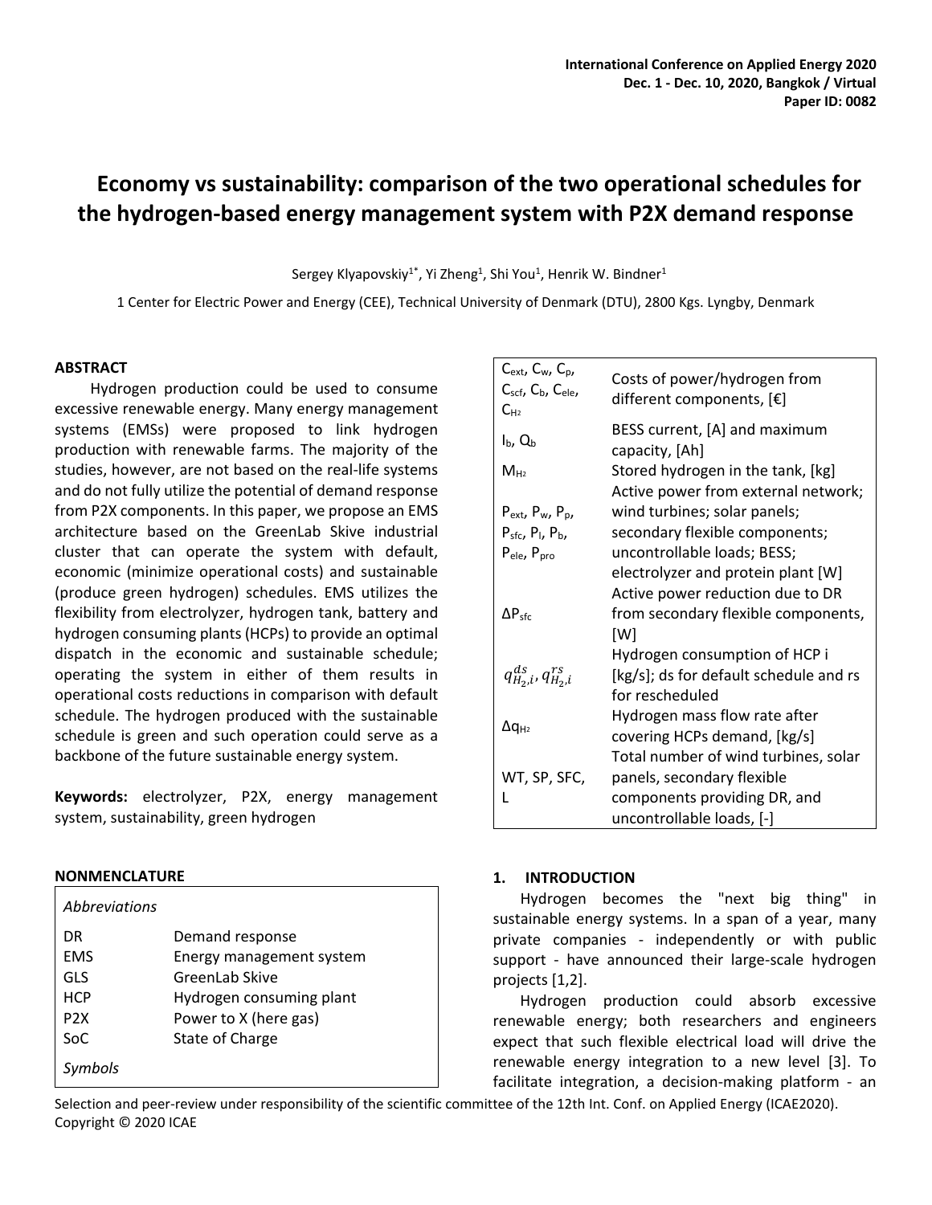# Economy vs sustainability: comparison of the two operational schedules for the hydrogen-based energy management system with P2X demand response

Sergey Klyapovskiy[1*], Yi Zheng[1], Shi You[1], Henrik W. Bindner[1]

1 Center for Electric Power and Energy (CEE), Technical University of Denmark (DTU), 2800 Kgs. Lyngby, Denmark

## ABSTRACT

Hydrogen production could be used to consume excessive renewable energy. Many energy management systems (EMSs) were proposed to link hydrogen production with renewable farms. The majority of the studies, however, are not based on the real-life systems and do not fully utilize the potential of demand response from P2X components. In this paper, we propose an EMS architecture based on the GreenLab Skive industrial cluster that can operate the system with default, economic (minimize operational costs) and sustainable (produce green hydrogen) schedules. EMS utilizes the flexibility from electrolyzer, hydrogen tank, battery and hydrogen consuming plants (HCPs) to provide an optimal dispatch in the economic and sustainable schedule; operating the system in either of them results in operational costs reductions in comparison with default schedule. The hydrogen produced with the sustainable schedule is green and such operation could serve as a backbone of the future sustainable energy system.

**Keywords:** electrolyzer, P2X, energy management system, sustainability, green hydrogen

## NONMENCLATURE

| *Abbreviations* | |
|---|---|
| DR | Demand response |
| EMS | Energy management system |
| GLS | GreenLab Skive |
| HCP | Hydrogen consuming plant |
| P2X | Power to X (here gas) |
| SoC | State of Charge |
| *Symbols* | |
| $C_{ext}$, $C_w$, $C_p$, $C_{scf}$, $C_b$, $C_{ele}$, $C_{H_2}$ | Costs of power/hydrogen from different components, [€] |
| $I_b$, $Q_b$ | BESS current, [A] and maximum capacity, [Ah] |
| $M_{H_2}$ | Stored hydrogen in the tank, [kg] |
| $P_{ext}$, $P_w$, $P_p$, $P_{sfc}$, $P_l$, $P_b$, $P_{ele}$, $P_{pro}$ | Active power from external network; wind turbines; solar panels; secondary flexible components; uncontrollable loads; BESS; electrolyzer and protein plant [W] |
| $\Delta P_{sfc}$ | Active power reduction due to DR from secondary flexible components, [W] |
| $q^{ds}_{H_2,i}$, $q^{rs}_{H_2,i}$ | Hydrogen consumption of HCP i [kg/s]; ds for default schedule and rs for rescheduled |
| $\Delta q_{H_2}$ | Hydrogen mass flow rate after covering HCPs demand, [kg/s] |
| WT, SP, SFC, L | Total number of wind turbines, solar panels, secondary flexible components providing DR, and uncontrollable loads, [-] |

## 1. INTRODUCTION

Hydrogen becomes the "next big thing" in sustainable energy systems. In a span of a year, many private companies - independently or with public support - have announced their large-scale hydrogen projects [1,2].

Hydrogen production could absorb excessive renewable energy; both researchers and engineers expect that such flexible electrical load will drive the renewable energy integration to a new level [3]. To facilitate integration, a decision-making platform - an

Selection and peer-review under responsibility of the scientific committee of the 12th Int. Conf. on Applied Energy (ICAE2020).
Copyright © 2020 ICAE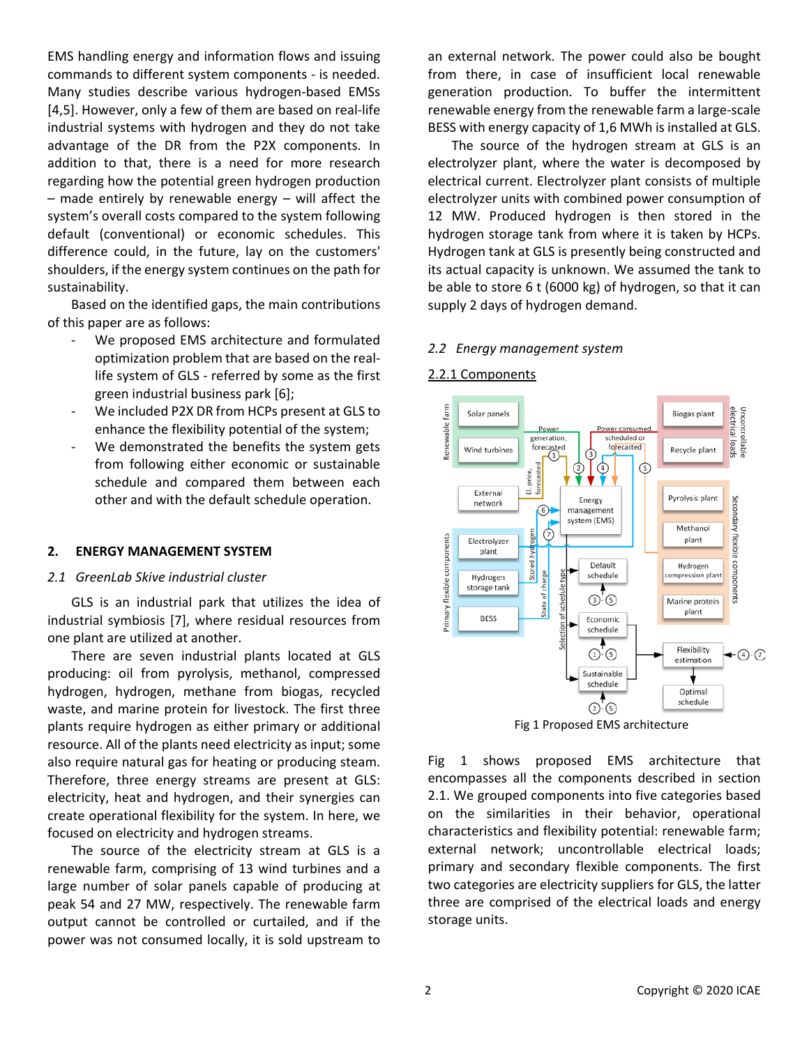EMS handling energy and information flows and issuing commands to different system components - is needed. Many studies describe various hydrogen-based EMSs [4,5]. However, only a few of them are based on real-life industrial systems with hydrogen and they do not take advantage of the DR from the P2X components. In addition to that, there is a need for more research regarding how the potential green hydrogen production – made entirely by renewable energy – will affect the system's overall costs compared to the system following default (conventional) or economic schedules. This difference could, in the future, lay on the customers' shoulders, if the energy system continues on the path for sustainability.

Based on the identified gaps, the main contributions of this paper are as follows:

- We proposed EMS architecture and formulated optimization problem that are based on the real-life system of GLS - referred by some as the first green industrial business park [6];
- We included P2X DR from HCPs present at GLS to enhance the flexibility potential of the system;
- We demonstrated the benefits the system gets from following either economic or sustainable schedule and compared them between each other and with the default schedule operation.

## 2. ENERGY MANAGEMENT SYSTEM

### *2.1 GreenLab Skive industrial cluster*

GLS is an industrial park that utilizes the idea of industrial symbiosis [7], where residual resources from one plant are utilized at another.

There are seven industrial plants located at GLS producing: oil from pyrolysis, methanol, compressed hydrogen, hydrogen, methane from biogas, recycled waste, and marine protein for livestock. The first three plants require hydrogen as either primary or additional resource. All of the plants need electricity as input; some also require natural gas for heating or producing steam. Therefore, three energy streams are present at GLS: electricity, heat and hydrogen, and their synergies can create operational flexibility for the system. In here, we focused on electricity and hydrogen streams.

The source of the electricity stream at GLS is a renewable farm, comprising of 13 wind turbines and a large number of solar panels capable of producing at peak 54 and 27 MW, respectively. The renewable farm output cannot be controlled or curtailed, and if the power was not consumed locally, it is sold upstream to an external network. The power could also be bought from there, in case of insufficient local renewable generation production. To buffer the intermittent renewable energy from the renewable farm a large-scale BESS with energy capacity of 1,6 MWh is installed at GLS.

The source of the hydrogen stream at GLS is an electrolyzer plant, where the water is decomposed by electrical current. Electrolyzer plant consists of multiple electrolyzer units with combined power consumption of 12 MW. Produced hydrogen is then stored in the hydrogen storage tank from where it is taken by HCPs. Hydrogen tank at GLS is presently being constructed and its actual capacity is unknown. We assumed the tank to be able to store 6 t (6000 kg) of hydrogen, so that it can supply 2 days of hydrogen demand.

### *2.2 Energy management system*

#### 2.2.1 Components

Fig 1 Proposed EMS architecture

Fig 1 shows proposed EMS architecture that encompasses all the components described in section 2.1. We grouped components into five categories based on the similarities in their behavior, operational characteristics and flexibility potential: renewable farm; external network; uncontrollable electrical loads; primary and secondary flexible components. The first two categories are electricity suppliers for GLS, the latter three are comprised of the electrical loads and energy storage units.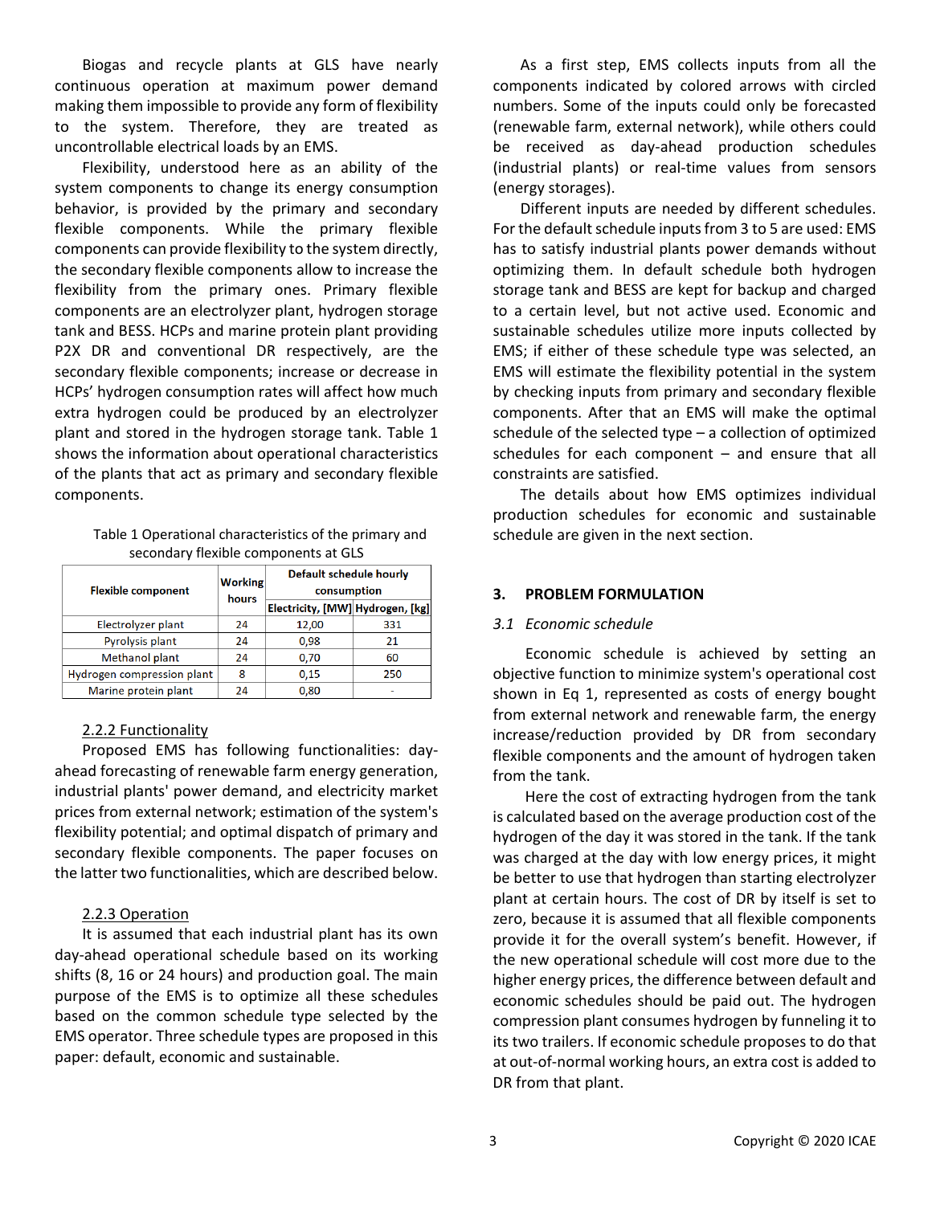Biogas and recycle plants at GLS have nearly continuous operation at maximum power demand making them impossible to provide any form of flexibility to the system. Therefore, they are treated as uncontrollable electrical loads by an EMS.

Flexibility, understood here as an ability of the system components to change its energy consumption behavior, is provided by the primary and secondary flexible components. While the primary flexible components can provide flexibility to the system directly, the secondary flexible components allow to increase the flexibility from the primary ones. Primary flexible components are an electrolyzer plant, hydrogen storage tank and BESS. HCPs and marine protein plant providing P2X DR and conventional DR respectively, are the secondary flexible components; increase or decrease in HCPs' hydrogen consumption rates will affect how much extra hydrogen could be produced by an electrolyzer plant and stored in the hydrogen storage tank. Table 1 shows the information about operational characteristics of the plants that act as primary and secondary flexible components.

Table 1 Operational characteristics of the primary and secondary flexible components at GLS

| Flexible component | Working hours | Default schedule hourly consumption | |
|---|---|---|---|
| | | Electricity, [MW] | Hydrogen, [kg] |
| Electrolyzer plant | 24 | 12,00 | 331 |
| Pyrolysis plant | 24 | 0,98 | 21 |
| Methanol plant | 24 | 0,70 | 60 |
| Hydrogen compression plant | 8 | 0,15 | 250 |
| Marine protein plant | 24 | 0,80 | - |

### 2.2.2 Functionality

Proposed EMS has following functionalities: day-ahead forecasting of renewable farm energy generation, industrial plants' power demand, and electricity market prices from external network; estimation of the system's flexibility potential; and optimal dispatch of primary and secondary flexible components. The paper focuses on the latter two functionalities, which are described below.

### 2.2.3 Operation

It is assumed that each industrial plant has its own day-ahead operational schedule based on its working shifts (8, 16 or 24 hours) and production goal. The main purpose of the EMS is to optimize all these schedules based on the common schedule type selected by the EMS operator. Three schedule types are proposed in this paper: default, economic and sustainable.

As a first step, EMS collects inputs from all the components indicated by colored arrows with circled numbers. Some of the inputs could only be forecasted (renewable farm, external network), while others could be received as day-ahead production schedules (industrial plants) or real-time values from sensors (energy storages).

Different inputs are needed by different schedules. For the default schedule inputs from 3 to 5 are used: EMS has to satisfy industrial plants power demands without optimizing them. In default schedule both hydrogen storage tank and BESS are kept for backup and charged to a certain level, but not active used. Economic and sustainable schedules utilize more inputs collected by EMS; if either of these schedule type was selected, an EMS will estimate the flexibility potential in the system by checking inputs from primary and secondary flexible components. After that an EMS will make the optimal schedule of the selected type – a collection of optimized schedules for each component – and ensure that all constraints are satisfied.

The details about how EMS optimizes individual production schedules for economic and sustainable schedule are given in the next section.

## 3. PROBLEM FORMULATION

### *3.1 Economic schedule*

Economic schedule is achieved by setting an objective function to minimize system's operational cost shown in Eq 1, represented as costs of energy bought from external network and renewable farm, the energy increase/reduction provided by DR from secondary flexible components and the amount of hydrogen taken from the tank.

Here the cost of extracting hydrogen from the tank is calculated based on the average production cost of the hydrogen of the day it was stored in the tank. If the tank was charged at the day with low energy prices, it might be better to use that hydrogen than starting electrolyzer plant at certain hours. The cost of DR by itself is set to zero, because it is assumed that all flexible components provide it for the overall system's benefit. However, if the new operational schedule will cost more due to the higher energy prices, the difference between default and economic schedules should be paid out. The hydrogen compression plant consumes hydrogen by funneling it to its two trailers. If economic schedule proposes to do that at out-of-normal working hours, an extra cost is added to DR from that plant.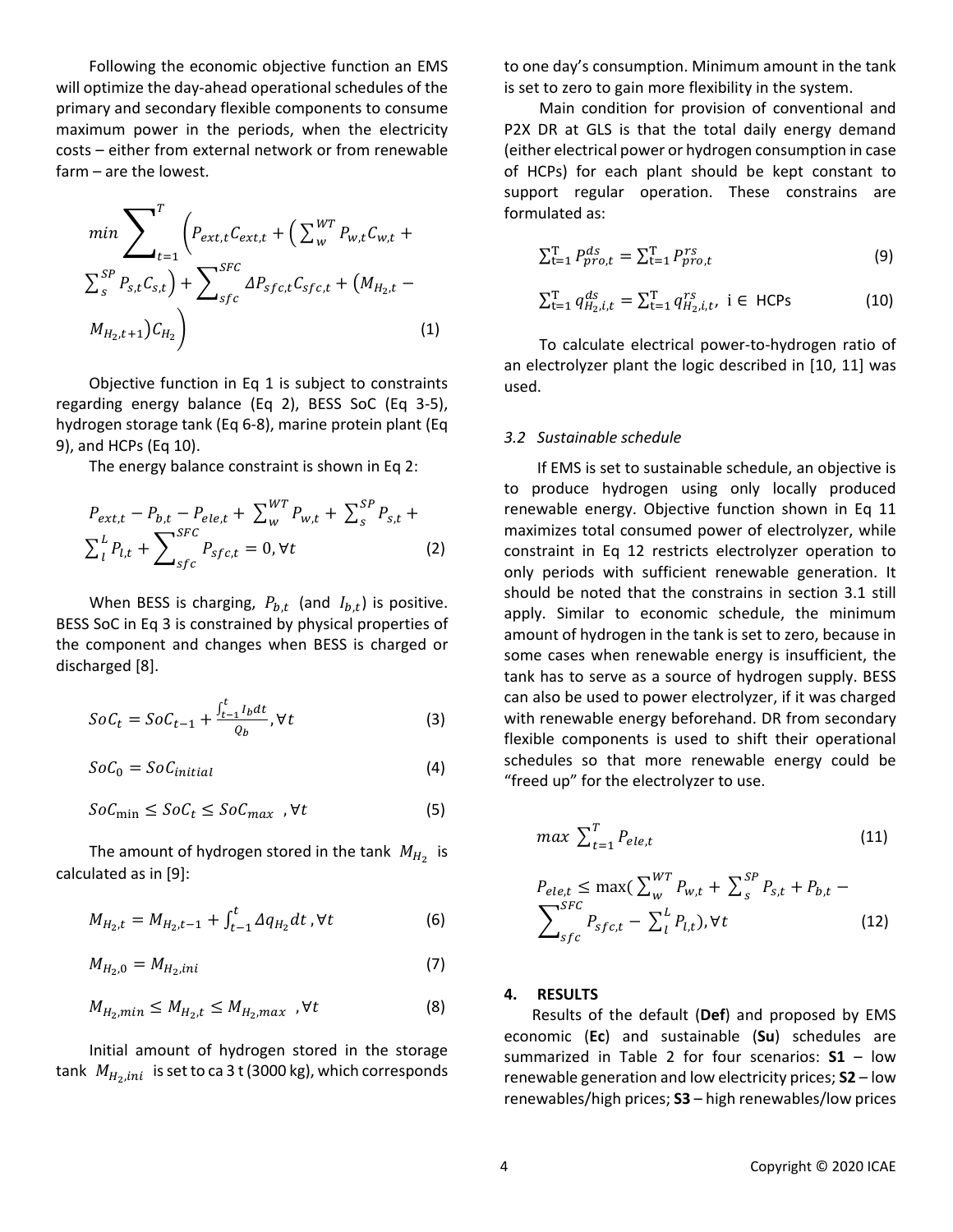Following the economic objective function an EMS will optimize the day-ahead operational schedules of the primary and secondary flexible components to consume maximum power in the periods, when the electricity costs – either from external network or from renewable farm – are the lowest.

$$min \sum_{t=1}^{T} \left( P_{ext,t} C_{ext,t} + \left( \sum_{w}^{WT} P_{w,t} C_{w,t} + \sum_{s}^{SP} P_{s,t} C_{s,t} \right) + \sum_{sfc}^{SFC} \Delta P_{sfc,t} C_{sfc,t} + \left( M_{H_2,t} - M_{H_2,t+1} \right) C_{H_2} \right) \tag{1}$$

Objective function in Eq 1 is subject to constraints regarding energy balance (Eq 2), BESS SoC (Eq 3-5), hydrogen storage tank (Eq 6-8), marine protein plant (Eq 9), and HCPs (Eq 10).

The energy balance constraint is shown in Eq 2:

$$P_{ext,t} - P_{b,t} - P_{ele,t} + \sum_{w}^{WT} P_{w,t} + \sum_{s}^{SP} P_{s,t} + \sum_{l}^{L} P_{l,t} + \sum_{sfc}^{SFC} P_{sfc,t} = 0, \forall t \tag{2}$$

When BESS is charging, $P_{b,t}$ (and $I_{b,t}$) is positive. BESS SoC in Eq 3 is constrained by physical properties of the component and changes when BESS is charged or discharged [8].

$$SoC_t = SoC_{t-1} + \frac{\int_{t-1}^{t} I_b dt}{Q_b}, \forall t \tag{3}$$

$$SoC_0 = SoC_{initial} \tag{4}$$

$$SoC_{\min} \le SoC_t \le SoC_{max} \ , \forall t \tag{5}$$

The amount of hydrogen stored in the tank $M_{H_2}$ is calculated as in [9]:

$$M_{H_2,t} = M_{H_2,t-1} + \int_{t-1}^{t} \Delta q_{H_2} dt \ , \forall t \tag{6}$$

$$M_{H_2,0} = M_{H_2,ini} \tag{7}$$

$$M_{H_2,min} \le M_{H_2,t} \le M_{H_2,max} \ , \forall t \tag{8}$$

Initial amount of hydrogen stored in the storage tank $M_{H_2,ini}$ is set to ca 3 t (3000 kg), which corresponds to one day's consumption. Minimum amount in the tank is set to zero to gain more flexibility in the system.

Main condition for provision of conventional and P2X DR at GLS is that the total daily energy demand (either electrical power or hydrogen consumption in case of HCPs) for each plant should be kept constant to support regular operation. These constrains are formulated as:

$$\sum_{t=1}^{T} P_{pro,t}^{ds} = \sum_{t=1}^{T} P_{pro,t}^{rs} \tag{9}$$

$$\sum_{t=1}^{T} q_{H_2,i,t}^{ds} = \sum_{t=1}^{T} q_{H_2,i,t}^{rs}, \ i \in \text{HCPs} \tag{10}$$

To calculate electrical power-to-hydrogen ratio of an electrolyzer plant the logic described in [10, 11] was used.

### *3.2 Sustainable schedule*

If EMS is set to sustainable schedule, an objective is to produce hydrogen using only locally produced renewable energy. Objective function shown in Eq 11 maximizes total consumed power of electrolyzer, while constraint in Eq 12 restricts electrolyzer operation to only periods with sufficient renewable generation. It should be noted that the constrains in section 3.1 still apply. Similar to economic schedule, the minimum amount of hydrogen in the tank is set to zero, because in some cases when renewable energy is insufficient, the tank has to serve as a source of hydrogen supply. BESS can also be used to power electrolyzer, if it was charged with renewable energy beforehand. DR from secondary flexible components is used to shift their operational schedules so that more renewable energy could be "freed up" for the electrolyzer to use.

$$max \ \sum_{t=1}^{T} P_{ele,t} \tag{11}$$

$$P_{ele,t} \le \max\left( \sum_{w}^{WT} P_{w,t} + \sum_{s}^{SP} P_{s,t} + P_{b,t} - \sum_{sfc}^{SFC} P_{sfc,t} - \sum_{l}^{L} P_{l,t} \right), \forall t \tag{12}$$

## 4. RESULTS

Results of the default (**Def**) and proposed by EMS economic (**Ec**) and sustainable (**Su**) schedules are summarized in Table 2 for four scenarios: **S1** – low renewable generation and low electricity prices; **S2** – low renewables/high prices; **S3** – high renewables/low prices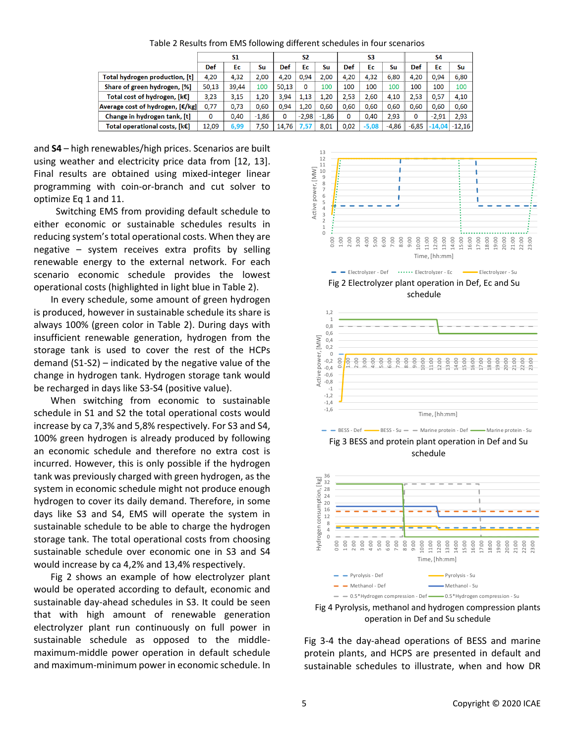Table 2 Results from EMS following different schedules in four scenarios

| | S1 | | | S2 | | | S3 | | | S4 | | |
|---|---|---|---|---|---|---|---|---|---|---|---|---|
| | Def | Ec | Su | Def | Ec | Su | Def | Ec | Su | Def | Ec | Su |
| Total hydrogen production, [t] | 4,20 | 4,32 | 2,00 | 4,20 | 0,94 | 2,00 | 4,20 | 4,32 | 6,80 | 4,20 | 0,94 | 6,80 |
| Share of green hydrogen, [%] | 50,13 | 39,44 | 100 | 50,13 | 0 | 100 | 100 | 100 | 100 | 100 | 100 | 100 |
| Total cost of hydrogen, [k€] | 3,23 | 3,15 | 1,20 | 3,94 | 1,13 | 1,20 | 2,53 | 2,60 | 4,10 | 2,53 | 0,57 | 4,10 |
| Average cost of hydrogen, [€/kg] | 0,77 | 0,73 | 0,60 | 0,94 | 1,20 | 0,60 | 0,60 | 0,60 | 0,60 | 0,60 | 0,60 | 0,60 |
| Change in hydrogen tank, [t] | 0 | 0,40 | -1,86 | 0 | -2,98 | -1,86 | 0 | 0,40 | 2,93 | 0 | -2,91 | 2,93 |
| Total operational costs, [k€] | 12,09 | 6,99 | 7,50 | 14,76 | 7,57 | 8,01 | 0,02 | -5,08 | -4,86 | -6,85 | -14,04 | -12,16 |

and **S4** – high renewables/high prices. Scenarios are built using weather and electricity price data from [12, 13]. Final results are obtained using mixed-integer linear programming with coin-or-branch and cut solver to optimize Eq 1 and 11.

Switching EMS from providing default schedule to either economic or sustainable schedules results in reducing system's total operational costs. When they are negative – system receives extra profits by selling renewable energy to the external network. For each scenario economic schedule provides the lowest operational costs (highlighted in light blue in Table 2).

In every schedule, some amount of green hydrogen is produced, however in sustainable schedule its share is always 100% (green color in Table 2). During days with insufficient renewable generation, hydrogen from the storage tank is used to cover the rest of the HCPs demand (S1-S2) – indicated by the negative value of the change in hydrogen tank. Hydrogen storage tank would be recharged in days like S3-S4 (positive value).

When switching from economic to sustainable schedule in S1 and S2 the total operational costs would increase by ca 7,3% and 5,8% respectively. For S3 and S4, 100% green hydrogen is already produced by following an economic schedule and therefore no extra cost is incurred. However, this is only possible if the hydrogen tank was previously charged with green hydrogen, as the system in economic schedule might not produce enough hydrogen to cover its daily demand. Therefore, in some days like S3 and S4, EMS will operate the system in sustainable schedule to be able to charge the hydrogen storage tank. The total operational costs from choosing sustainable schedule over economic one in S3 and S4 would increase by ca 4,2% and 13,4% respectively.

Fig 2 shows an example of how electrolyzer plant would be operated according to default, economic and sustainable day-ahead schedules in S3. It could be seen that with high amount of renewable generation electrolyzer plant run continuously on full power in sustainable schedule as opposed to the middle-maximum-middle power operation in default schedule and maximum-minimum power in economic schedule. In

Fig 2 Electrolyzer plant operation in Def, Ec and Su schedule

Fig 3 BESS and protein plant operation in Def and Su schedule

Fig 4 Pyrolysis, methanol and hydrogen compression plants operation in Def and Su schedule

Fig 3-4 the day-ahead operations of BESS and marine protein plants, and HCPS are presented in default and sustainable schedules to illustrate, when and how DR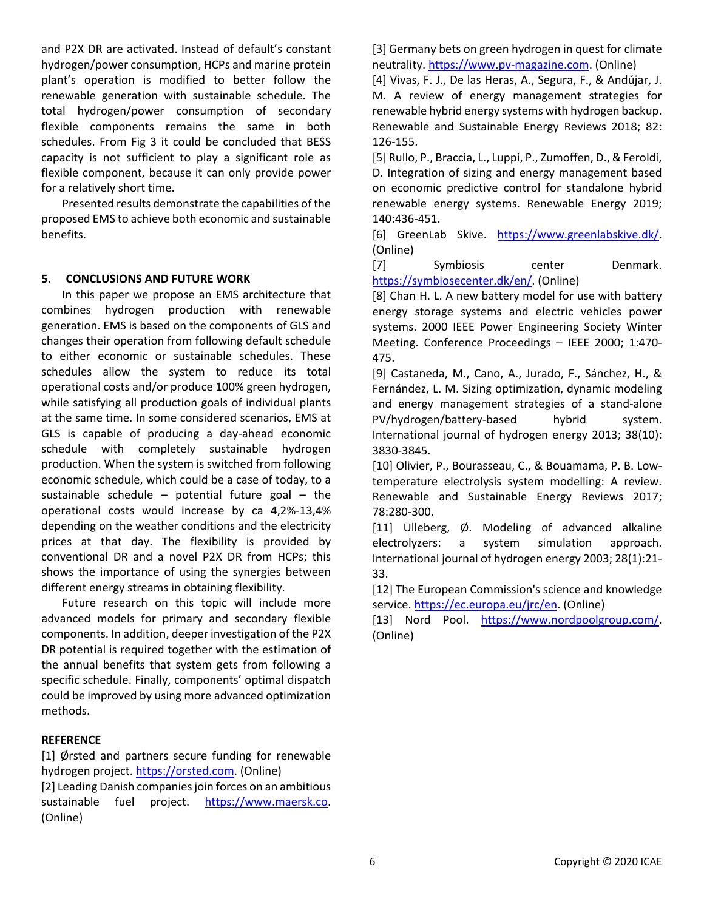and P2X DR are activated. Instead of default's constant hydrogen/power consumption, HCPs and marine protein plant's operation is modified to better follow the renewable generation with sustainable schedule. The total hydrogen/power consumption of secondary flexible components remains the same in both schedules. From Fig 3 it could be concluded that BESS capacity is not sufficient to play a significant role as flexible component, because it can only provide power for a relatively short time.

Presented results demonstrate the capabilities of the proposed EMS to achieve both economic and sustainable benefits.

## 5. CONCLUSIONS AND FUTURE WORK

In this paper we propose an EMS architecture that combines hydrogen production with renewable generation. EMS is based on the components of GLS and changes their operation from following default schedule to either economic or sustainable schedules. These schedules allow the system to reduce its total operational costs and/or produce 100% green hydrogen, while satisfying all production goals of individual plants at the same time. In some considered scenarios, EMS at GLS is capable of producing a day-ahead economic schedule with completely sustainable hydrogen production. When the system is switched from following economic schedule, which could be a case of today, to a sustainable schedule – potential future goal – the operational costs would increase by ca 4,2%-13,4% depending on the weather conditions and the electricity prices at that day. The flexibility is provided by conventional DR and a novel P2X DR from HCPs; this shows the importance of using the synergies between different energy streams in obtaining flexibility.

Future research on this topic will include more advanced models for primary and secondary flexible components. In addition, deeper investigation of the P2X DR potential is required together with the estimation of the annual benefits that system gets from following a specific schedule. Finally, components' optimal dispatch could be improved by using more advanced optimization methods.

## REFERENCE

[1] Ørsted and partners secure funding for renewable hydrogen project. https://orsted.com. (Online)

[2] Leading Danish companies join forces on an ambitious sustainable fuel project. https://www.maersk.co. (Online)

[3] Germany bets on green hydrogen in quest for climate neutrality. https://www.pv-magazine.com. (Online)

[4] Vivas, F. J., De las Heras, A., Segura, F., & Andújar, J. M. A review of energy management strategies for renewable hybrid energy systems with hydrogen backup. Renewable and Sustainable Energy Reviews 2018; 82: 126-155.

[5] Rullo, P., Braccia, L., Luppi, P., Zumoffen, D., & Feroldi, D. Integration of sizing and energy management based on economic predictive control for standalone hybrid renewable energy systems. Renewable Energy 2019; 140:436-451.

[6] GreenLab Skive. https://www.greenlabskive.dk/. (Online)

[7] Symbiosis center Denmark. https://symbiosecenter.dk/en/. (Online)

[8] Chan H. L. A new battery model for use with battery energy storage systems and electric vehicles power systems. 2000 IEEE Power Engineering Society Winter Meeting. Conference Proceedings – IEEE 2000; 1:470-475.

[9] Castaneda, M., Cano, A., Jurado, F., Sánchez, H., & Fernández, L. M. Sizing optimization, dynamic modeling and energy management strategies of a stand-alone PV/hydrogen/battery-based hybrid system. International journal of hydrogen energy 2013; 38(10): 3830-3845.

[10] Olivier, P., Bourasseau, C., & Bouamama, P. B. Low-temperature electrolysis system modelling: A review. Renewable and Sustainable Energy Reviews 2017; 78:280-300.

[11] Ulleberg, Ø. Modeling of advanced alkaline electrolyzers: a system simulation approach. International journal of hydrogen energy 2003; 28(1):21-33.

[12] The European Commission's science and knowledge service. https://ec.europa.eu/jrc/en. (Online)

[13] Nord Pool. https://www.nordpoolgroup.com/. (Online)